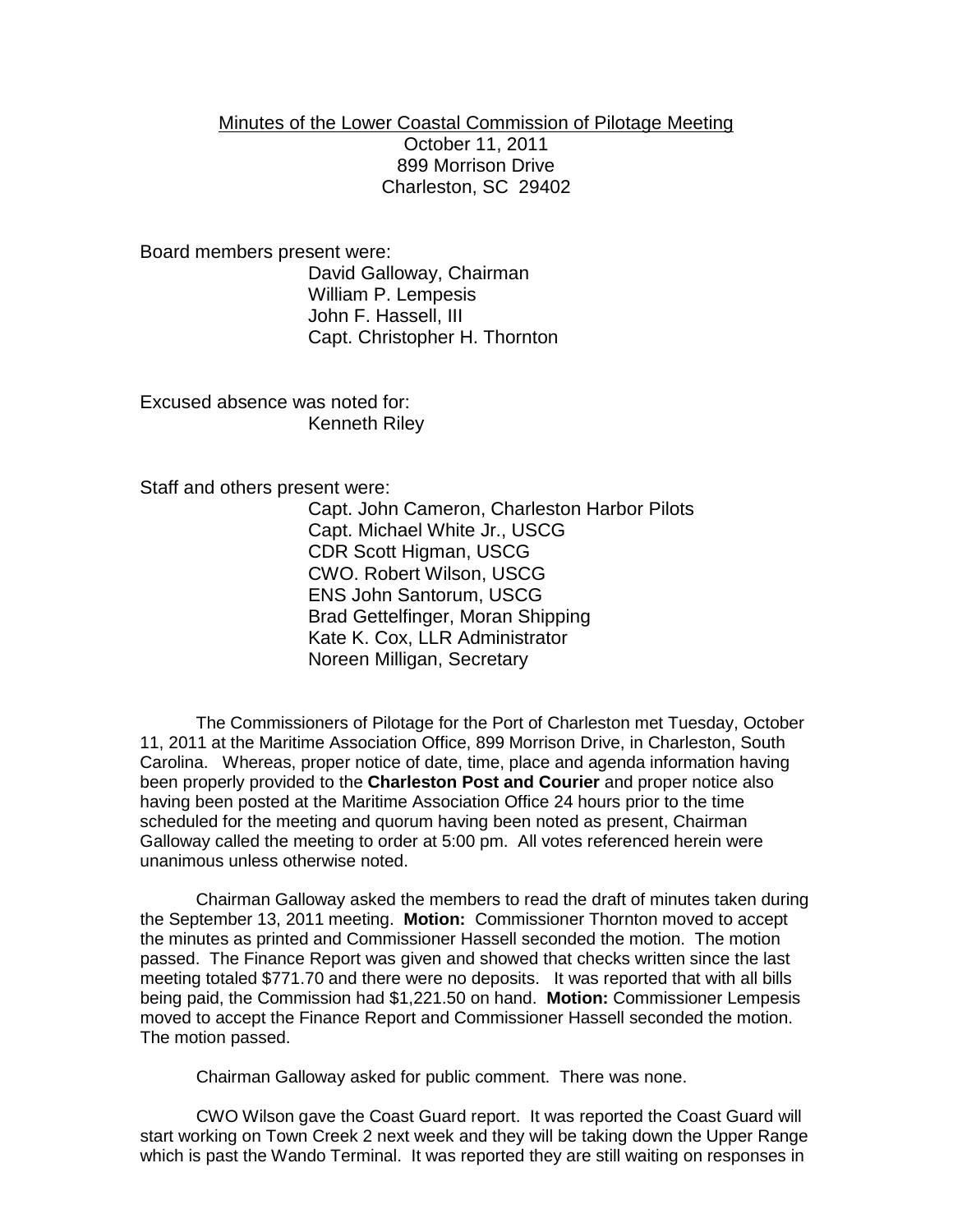# Minutes of the Lower Coastal Commission of Pilotage Meeting

October 11, 2011
899 Morrison Drive
Charleston, SC 29402

Board members present were:

- David Galloway, Chairman
- William P. Lempesis
- John F. Hassell, III
- Capt. Christopher H. Thornton

Excused absence was noted for:

- Kenneth Riley

Staff and others present were:

- Capt. John Cameron, Charleston Harbor Pilots
- Capt. Michael White Jr., USCG
- CDR Scott Higman, USCG
- CWO. Robert Wilson, USCG
- ENS John Santorum, USCG
- Brad Gettelfinger, Moran Shipping
- Kate K. Cox, LLR Administrator
- Noreen Milligan, Secretary

The Commissioners of Pilotage for the Port of Charleston met Tuesday, October 11, 2011 at the Maritime Association Office, 899 Morrison Drive, in Charleston, South Carolina. Whereas, proper notice of date, time, place and agenda information having been properly provided to the **Charleston Post and Courier** and proper notice also having been posted at the Maritime Association Office 24 hours prior to the time scheduled for the meeting and quorum having been noted as present, Chairman Galloway called the meeting to order at 5:00 pm. All votes referenced herein were unanimous unless otherwise noted.

Chairman Galloway asked the members to read the draft of minutes taken during the September 13, 2011 meeting. **Motion:** Commissioner Thornton moved to accept the minutes as printed and Commissioner Hassell seconded the motion. The motion passed. The Finance Report was given and showed that checks written since the last meeting totaled $771.70 and there were no deposits. It was reported that with all bills being paid, the Commission had $1,221.50 on hand. **Motion:** Commissioner Lempesis moved to accept the Finance Report and Commissioner Hassell seconded the motion. The motion passed.

Chairman Galloway asked for public comment. There was none.

CWO Wilson gave the Coast Guard report. It was reported the Coast Guard will start working on Town Creek 2 next week and they will be taking down the Upper Range which is past the Wando Terminal. It was reported they are still waiting on responses in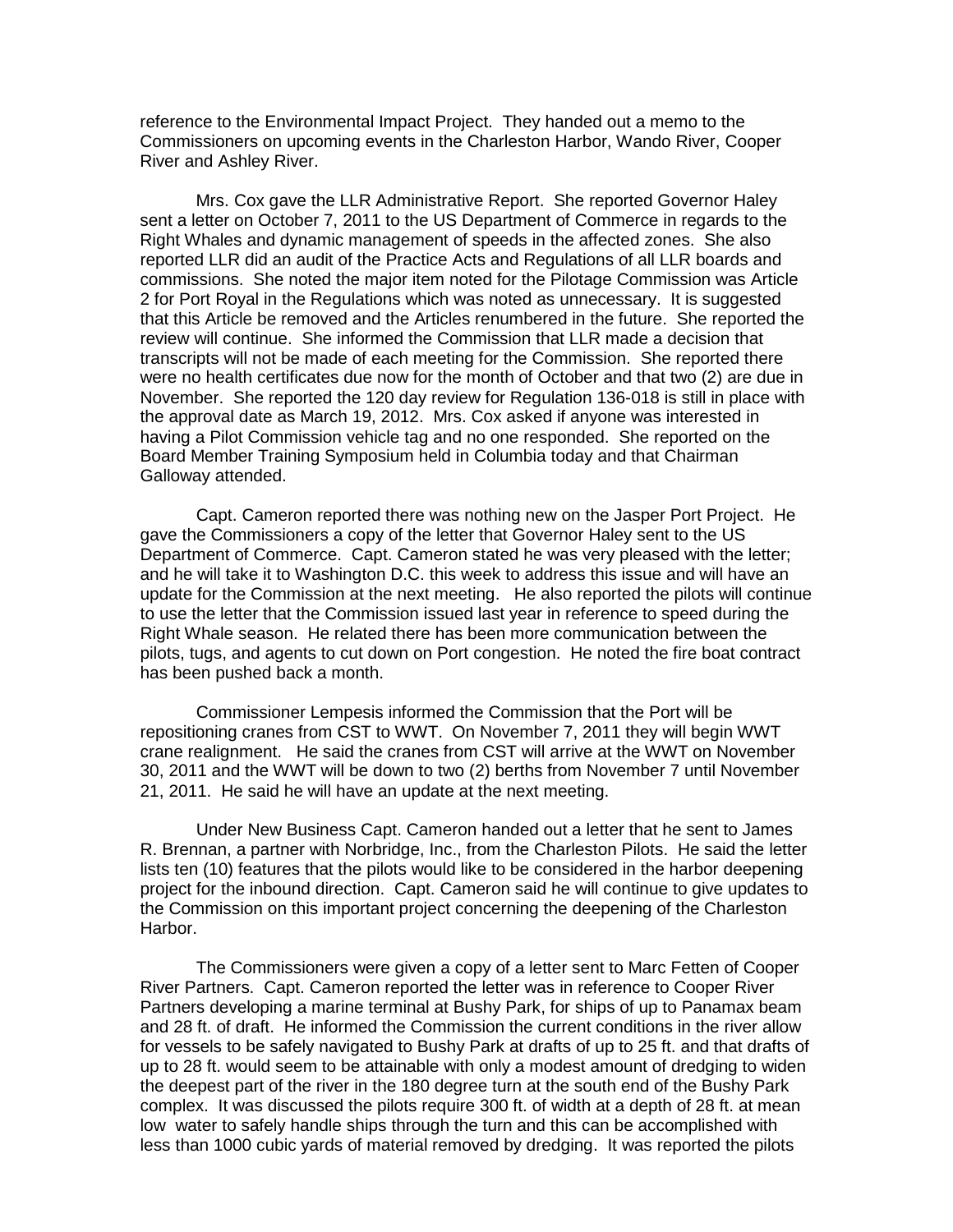reference to the Environmental Impact Project. They handed out a memo to the Commissioners on upcoming events in the Charleston Harbor, Wando River, Cooper River and Ashley River.

Mrs. Cox gave the LLR Administrative Report. She reported Governor Haley sent a letter on October 7, 2011 to the US Department of Commerce in regards to the Right Whales and dynamic management of speeds in the affected zones. She also reported LLR did an audit of the Practice Acts and Regulations of all LLR boards and commissions. She noted the major item noted for the Pilotage Commission was Article 2 for Port Royal in the Regulations which was noted as unnecessary. It is suggested that this Article be removed and the Articles renumbered in the future. She reported the review will continue. She informed the Commission that LLR made a decision that transcripts will not be made of each meeting for the Commission. She reported there were no health certificates due now for the month of October and that two (2) are due in November. She reported the 120 day review for Regulation 136-018 is still in place with the approval date as March 19, 2012. Mrs. Cox asked if anyone was interested in having a Pilot Commission vehicle tag and no one responded. She reported on the Board Member Training Symposium held in Columbia today and that Chairman Galloway attended.

Capt. Cameron reported there was nothing new on the Jasper Port Project. He gave the Commissioners a copy of the letter that Governor Haley sent to the US Department of Commerce. Capt. Cameron stated he was very pleased with the letter; and he will take it to Washington D.C. this week to address this issue and will have an update for the Commission at the next meeting. He also reported the pilots will continue to use the letter that the Commission issued last year in reference to speed during the Right Whale season. He related there has been more communication between the pilots, tugs, and agents to cut down on Port congestion. He noted the fire boat contract has been pushed back a month.

Commissioner Lempesis informed the Commission that the Port will be repositioning cranes from CST to WWT. On November 7, 2011 they will begin WWT crane realignment. He said the cranes from CST will arrive at the WWT on November 30, 2011 and the WWT will be down to two (2) berths from November 7 until November 21, 2011. He said he will have an update at the next meeting.

Under New Business Capt. Cameron handed out a letter that he sent to James R. Brennan, a partner with Norbridge, Inc., from the Charleston Pilots. He said the letter lists ten (10) features that the pilots would like to be considered in the harbor deepening project for the inbound direction. Capt. Cameron said he will continue to give updates to the Commission on this important project concerning the deepening of the Charleston Harbor.

The Commissioners were given a copy of a letter sent to Marc Fetten of Cooper River Partners. Capt. Cameron reported the letter was in reference to Cooper River Partners developing a marine terminal at Bushy Park, for ships of up to Panamax beam and 28 ft. of draft. He informed the Commission the current conditions in the river allow for vessels to be safely navigated to Bushy Park at drafts of up to 25 ft. and that drafts of up to 28 ft. would seem to be attainable with only a modest amount of dredging to widen the deepest part of the river in the 180 degree turn at the south end of the Bushy Park complex. It was discussed the pilots require 300 ft. of width at a depth of 28 ft. at mean low water to safely handle ships through the turn and this can be accomplished with less than 1000 cubic yards of material removed by dredging. It was reported the pilots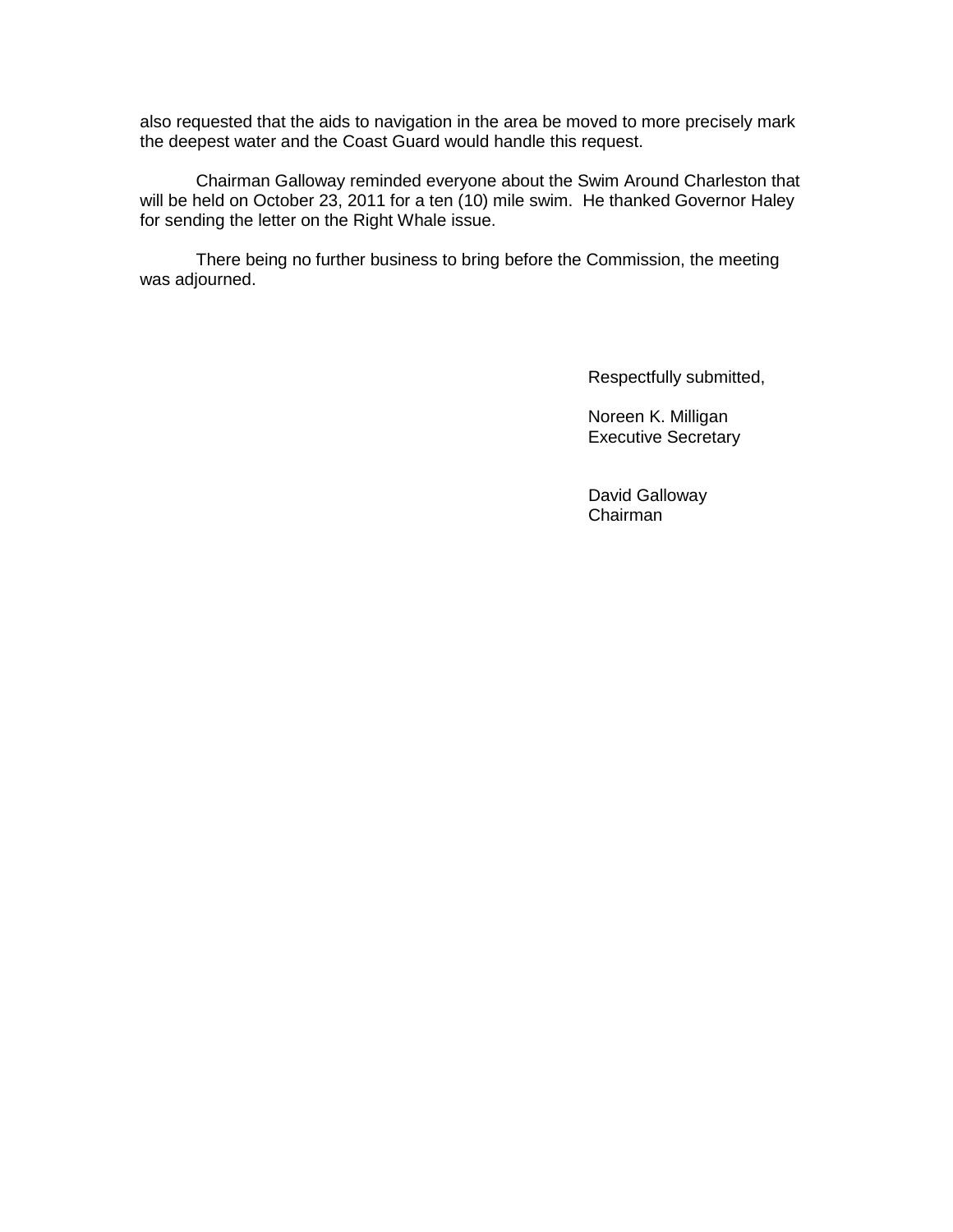also requested that the aids to navigation in the area be moved to more precisely mark the deepest water and the Coast Guard would handle this request.

Chairman Galloway reminded everyone about the Swim Around Charleston that will be held on October 23, 2011 for a ten (10) mile swim. He thanked Governor Haley for sending the letter on the Right Whale issue.

There being no further business to bring before the Commission, the meeting was adjourned.

Respectfully submitted,

Noreen K. Milligan
Executive Secretary

David Galloway
Chairman